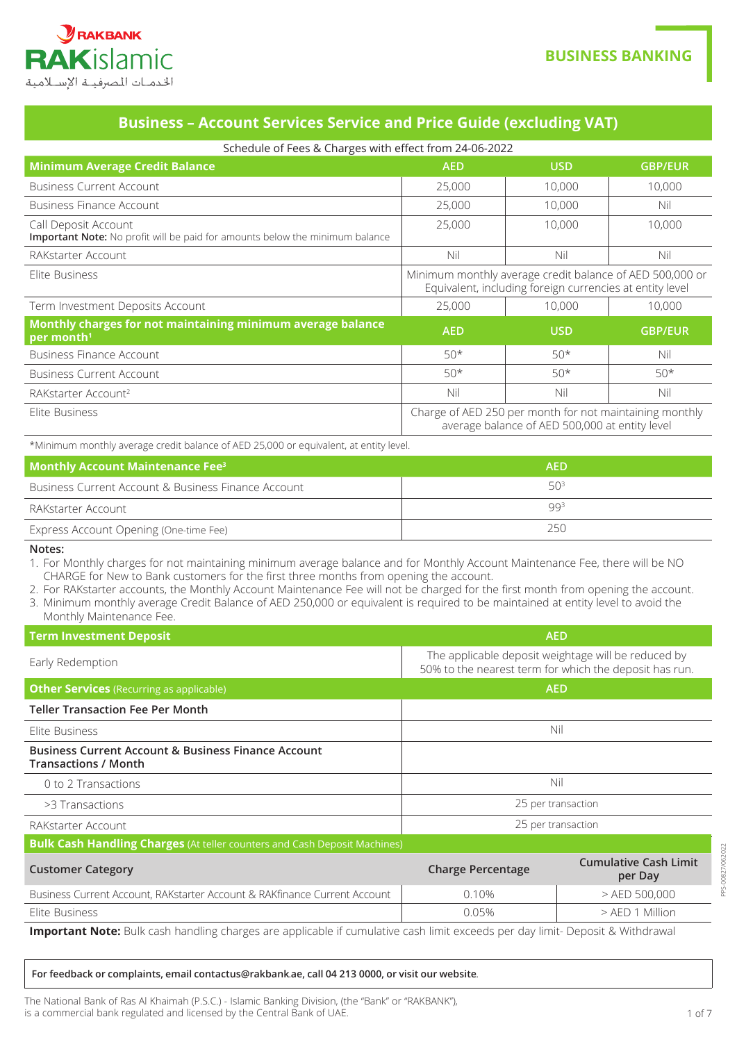RAKBANK
RAKislamic
الخدمات المصرفية الإسلامية

BUSINESS BANKING

# Business – Account Services Service and Price Guide (excluding VAT)

Schedule of Fees & Charges with effect from 24-06-2022

| Minimum Average Credit Balance | AED | USD | GBP/EUR |
|---|---|---|---|
| Business Current Account | 25,000 | 10,000 | 10,000 |
| Business Finance Account | 25,000 | 10,000 | Nil |
| Call Deposit Account **Important Note:** No profit will be paid for amounts below the minimum balance | 25,000 | 10,000 | 10,000 |
| RAKstarter Account | Nil | Nil | Nil |
| Elite Business | Minimum monthly average credit balance of AED 500,000 or Equivalent, including foreign currencies at entity level | | |
| Term Investment Deposits Account | 25,000 | 10,000 | 10,000 |
| **Monthly charges for not maintaining minimum average balance per month[1]** | **AED** | **USD** | **GBP/EUR** |
| Business Finance Account | 50* | 50* | Nil |
| Business Current Account | 50* | 50* | 50* |
| RAKstarter Account[2] | Nil | Nil | Nil |
| Elite Business | Charge of AED 250 per month for not maintaining monthly average balance of AED 500,000 at entity level | | |

*Minimum monthly average credit balance of AED 25,000 or equivalent, at entity level.

| Monthly Account Maintenance Fee[3] | AED |
|---|---|
| Business Current Account & Business Finance Account | 50[3] |
| RAKstarter Account | 99[3] |
| Express Account Opening (One-time Fee) | 250 |

**Notes:**

1. For Monthly charges for not maintaining minimum average balance and for Monthly Account Maintenance Fee, there will be NO CHARGE for New to Bank customers for the first three months from opening the account.
2. For RAKstarter accounts, the Monthly Account Maintenance Fee will not be charged for the first month from opening the account.
3. Minimum monthly average Credit Balance of AED 250,000 or equivalent is required to be maintained at entity level to avoid the Monthly Maintenance Fee.

| Term Investment Deposit | AED |
|---|---|
| Early Redemption | The applicable deposit weightage will be reduced by 50% to the nearest term for which the deposit has run. |
| **Other Services** (Recurring as applicable) | **AED** |
| **Teller Transaction Fee Per Month** | |
| Elite Business | Nil |
| **Business Current Account & Business Finance Account Transactions / Month** | |
| 0 to 2 Transactions | Nil |
| >3 Transactions | 25 per transaction |
| RAKstarter Account | 25 per transaction |

| **Bulk Cash Handling Charges** (At teller counters and Cash Deposit Machines) | | |
|---|---|---|
| **Customer Category** | **Charge Percentage** | **Cumulative Cash Limit per Day** |
| Business Current Account, RAKstarter Account & RAKfinance Current Account | 0.10% | > AED 500,000 |
| Elite Business | 0.05% | > AED 1 Million |

**Important Note:** Bulk cash handling charges are applicable if cumulative cash limit exceeds per day limit- Deposit & Withdrawal

**For feedback or complaints, email contactus@rakbank.ae, call 04 213 0000, or visit our website**.

The National Bank of Ras Al Khaimah (P.S.C.) - Islamic Banking Division, (the "Bank" or "RAKBANK"), is a commercial bank regulated and licensed by the Central Bank of UAE.

PPS-00827/062022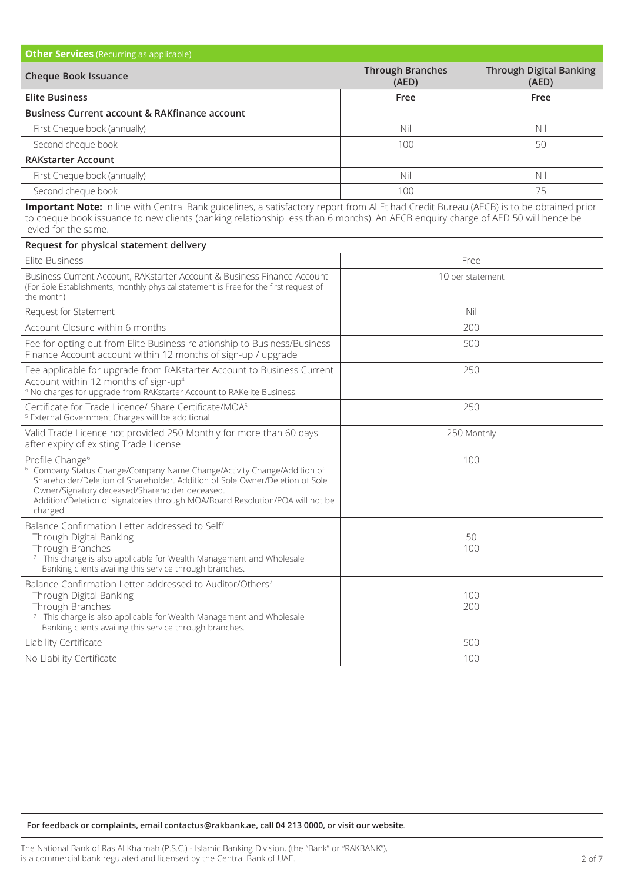## Other Services (Recurring as applicable)

| Cheque Book Issuance | Through Branches (AED) | Through Digital Banking (AED) |
| --- | --- | --- |
| **Elite Business** | **Free** | **Free** |
| **Business Current account & RAKfinance account** | | |
| First Cheque book (annually) | Nil | Nil |
| Second cheque book | 100 | 50 |
| **RAKstarter Account** | | |
| First Cheque book (annually) | Nil | Nil |
| Second cheque book | 100 | 75 |

**Important Note:** In line with Central Bank guidelines, a satisfactory report from Al Etihad Credit Bureau (AECB) is to be obtained prior to cheque book issuance to new clients (banking relationship less than 6 months). An AECB enquiry charge of AED 50 will hence be levied for the same.

| Request for physical statement delivery | |
| --- | --- |
| Elite Business | Free |
| Business Current Account, RAKstarter Account & Business Finance Account (For Sole Establishments, monthly physical statement is Free for the first request of the month) | 10 per statement |
| Request for Statement | Nil |
| Account Closure within 6 months | 200 |
| Fee for opting out from Elite Business relationship to Business/Business Finance Account account within 12 months of sign-up / upgrade | 500 |
| Fee applicable for upgrade from RAKstarter Account to Business Current Account within 12 months of sign-up[4]<br>[4] No charges for upgrade from RAKstarter Account to RAKelite Business. | 250 |
| Certificate for Trade Licence/ Share Certificate/MOA[5]<br>[5] External Government Charges will be additional. | 250 |
| Valid Trade Licence not provided 250 Monthly for more than 60 days after expiry of existing Trade License | 250 Monthly |
| Profile Change[6]<br>[6] Company Status Change/Company Name Change/Activity Change/Addition of Shareholder/Deletion of Shareholder. Addition of Sole Owner/Deletion of Sole Owner/Signatory deceased/Shareholder deceased.<br>Addition/Deletion of signatories through MOA/Board Resolution/POA will not be charged | 100 |
| Balance Confirmation Letter addressed to Self[7]<br>Through Digital Banking<br>Through Branches<br>[7] This charge is also applicable for Wealth Management and Wholesale Banking clients availing this service through branches. | <br>50<br>100 |
| Balance Confirmation Letter addressed to Auditor/Others[7]<br>Through Digital Banking<br>Through Branches<br>[7] This charge is also applicable for Wealth Management and Wholesale Banking clients availing this service through branches. | <br>100<br>200 |
| Liability Certificate | 500 |
| No Liability Certificate | 100 |

**For feedback or complaints, email contactus@rakbank.ae, call 04 213 0000, or visit our website.**

The National Bank of Ras Al Khaimah (P.S.C.) - Islamic Banking Division, (the "Bank" or "RAKBANK"), is a commercial bank regulated and licensed by the Central Bank of UAE.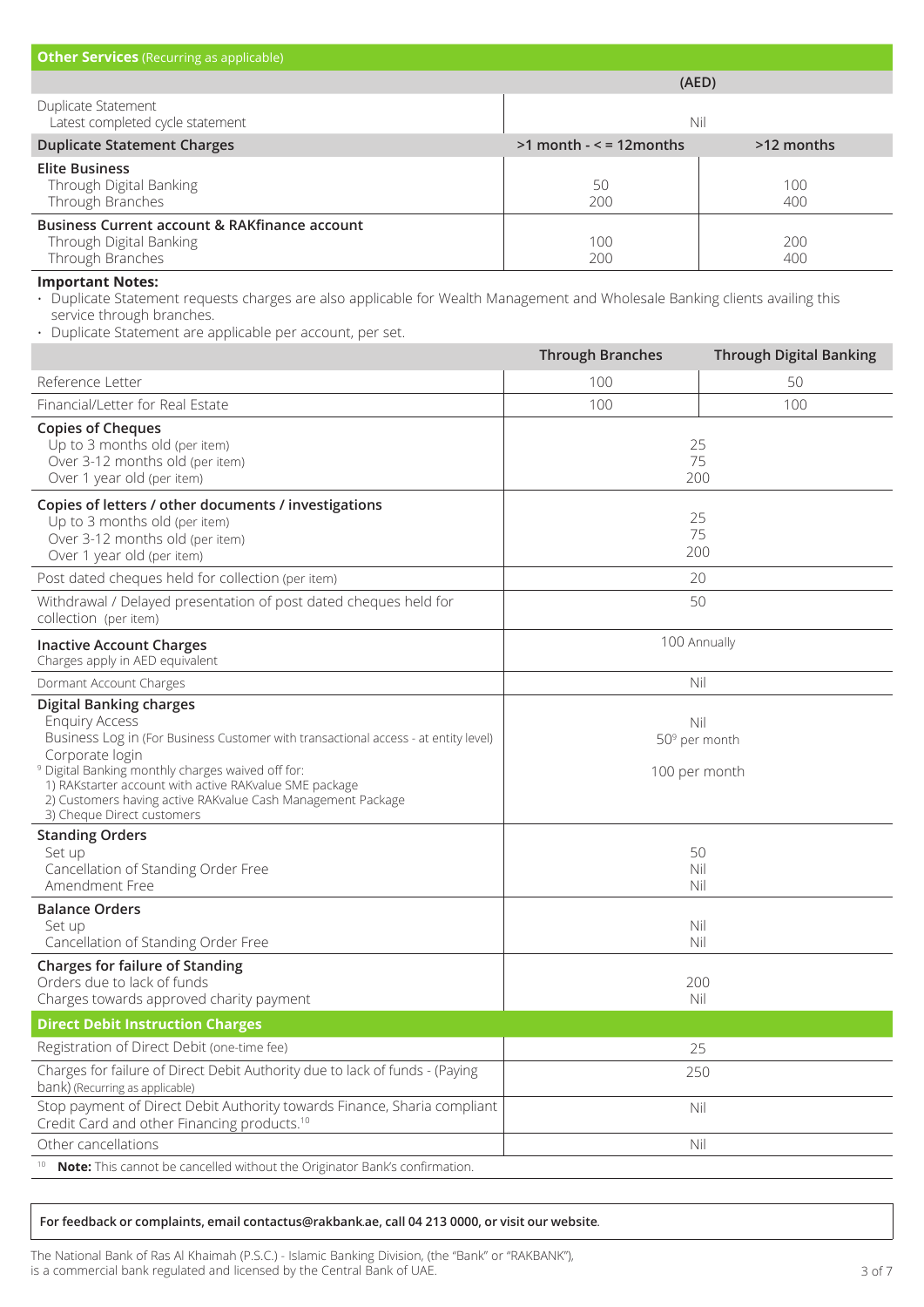## Other Services (Recurring as applicable)

| | (AED) | |
|---|---|---|
| Duplicate Statement<br>Latest completed cycle statement | Nil | |
| **Duplicate Statement Charges** | **>1 month - < = 12months** | **>12 months** |
| **Elite Business**<br>Through Digital Banking<br>Through Branches | 50<br>200 | 100<br>400 |
| **Business Current account & RAKfinance account**<br>Through Digital Banking<br>Through Branches | 100<br>200 | 200<br>400 |

**Important Notes:**

- Duplicate Statement requests charges are also applicable for Wealth Management and Wholesale Banking clients availing this service through branches.
- Duplicate Statement are applicable per account, per set.

| | Through Branches | Through Digital Banking |
|---|---|---|
| Reference Letter | 100 | 50 |
| Financial/Letter for Real Estate | 100 | 100 |
| **Copies of Cheques**<br>Up to 3 months old (per item)<br>Over 3-12 months old (per item)<br>Over 1 year old (per item) | 25<br>75<br>200 | |
| **Copies of letters / other documents / investigations**<br>Up to 3 months old (per item)<br>Over 3-12 months old (per item)<br>Over 1 year old (per item) | 25<br>75<br>200 | |
| Post dated cheques held for collection (per item) | 20 | |
| Withdrawal / Delayed presentation of post dated cheques held for collection (per item) | 50 | |
| **Inactive Account Charges**<br>Charges apply in AED equivalent | 100 Annually | |
| Dormant Account Charges | Nil | |
| **Digital Banking charges**<br>Enquiry Access<br>Business Log in (For Business Customer with transactional access - at entity level)<br>Corporate login<br>[9] Digital Banking monthly charges waived off for:<br>1) RAKstarter account with active RAKvalue SME package<br>2) Customers having active RAKvalue Cash Management Package<br>3) Cheque Direct customers | Nil<br>50[9] per month<br><br>100 per month | |
| **Standing Orders**<br>Set up<br>Cancellation of Standing Order Free<br>Amendment Free | 50<br>Nil<br>Nil | |
| **Balance Orders**<br>Set up<br>Cancellation of Standing Order Free | Nil<br>Nil | |
| **Charges for failure of Standing**<br>Orders due to lack of funds<br>Charges towards approved charity payment | 200<br>Nil | |

## Direct Debit Instruction Charges

| | |
|---|---|
| Registration of Direct Debit (one-time fee) | 25 |
| Charges for failure of Direct Debit Authority due to lack of funds - (Paying bank) (Recurring as applicable) | 250 |
| Stop payment of Direct Debit Authority towards Finance, Sharia compliant Credit Card and other Financing products.[10] | Nil |
| Other cancellations | Nil |

[10] **Note:** This cannot be cancelled without the Originator Bank's confirmation.

**For feedback or complaints, email contactus@rakbank.ae, call 04 213 0000, or visit our website.**

The National Bank of Ras Al Khaimah (P.S.C.) - Islamic Banking Division, (the "Bank" or "RAKBANK"), is a commercial bank regulated and licensed by the Central Bank of UAE.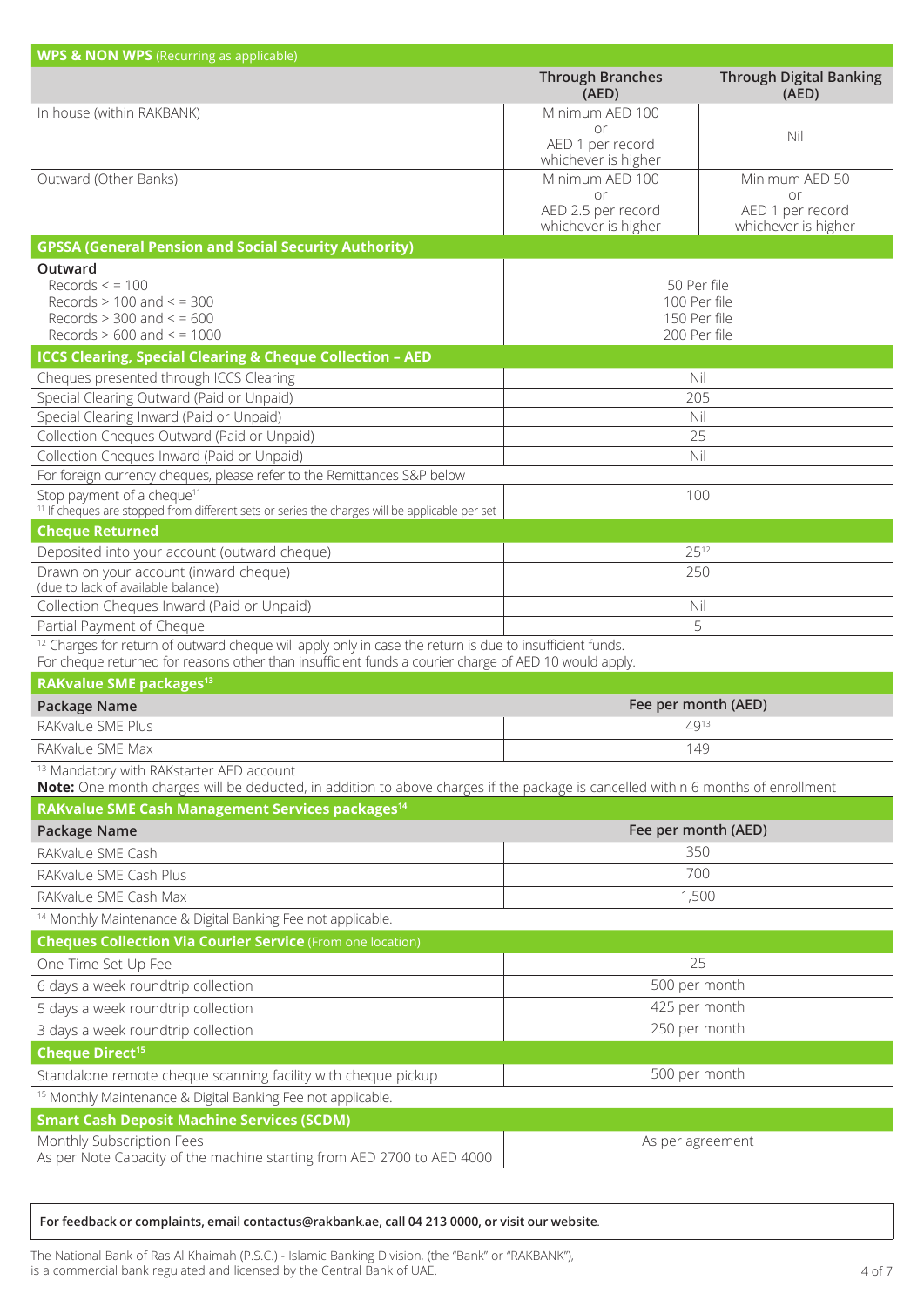| WPS & NON WPS (Recurring as applicable) | Through Branches (AED) | Through Digital Banking (AED) |
|---|---|---|
| In house (within RAKBANK) | Minimum AED 100 or AED 1 per record whichever is higher | Nil |
| Outward (Other Banks) | Minimum AED 100 or AED 2.5 per record whichever is higher | Minimum AED 50 or AED 1 per record whichever is higher |

| GPSSA (General Pension and Social Security Authority) | |
|---|---|
| **Outward** | |
| Records < = 100 | 50 Per file |
| Records > 100 and < = 300 | 100 Per file |
| Records > 300 and < = 600 | 150 Per file |
| Records > 600 and < = 1000 | 200 Per file |

| ICCS Clearing, Special Clearing & Cheque Collection – AED | |
|---|---|
| Cheques presented through ICCS Clearing | Nil |
| Special Clearing Outward (Paid or Unpaid) | 205 |
| Special Clearing Inward (Paid or Unpaid) | Nil |
| Collection Cheques Outward (Paid or Unpaid) | 25 |
| Collection Cheques Inward (Paid or Unpaid) | Nil |
| For foreign currency cheques, please refer to the Remittances S&P below | |
| Stop payment of a cheque[11] | 100 |

[11] If cheques are stopped from different sets or series the charges will be applicable per set

| Cheque Returned | |
|---|---|
| Deposited into your account (outward cheque) | 25[12] |
| Drawn on your account (inward cheque) (due to lack of available balance) | 250 |
| Collection Cheques Inward (Paid or Unpaid) | Nil |
| Partial Payment of Cheque | 5 |

[12] Charges for return of outward cheque will apply only in case the return is due to insufficient funds.
For cheque returned for reasons other than insufficient funds a courier charge of AED 10 would apply.

| RAKvalue SME packages[13] | |
|---|---|
| **Package Name** | **Fee per month (AED)** |
| RAKvalue SME Plus | 49[13] |
| RAKvalue SME Max | 149 |

[13] Mandatory with RAKstarter AED account

**Note:** One month charges will be deducted, in addition to above charges if the package is cancelled within 6 months of enrollment

| RAKvalue SME Cash Management Services packages[14] | |
|---|---|
| **Package Name** | **Fee per month (AED)** |
| RAKvalue SME Cash | 350 |
| RAKvalue SME Cash Plus | 700 |
| RAKvalue SME Cash Max | 1,500 |

[14] Monthly Maintenance & Digital Banking Fee not applicable.

| Cheques Collection Via Courier Service (From one location) | |
|---|---|
| One-Time Set-Up Fee | 25 |
| 6 days a week roundtrip collection | 500 per month |
| 5 days a week roundtrip collection | 425 per month |
| 3 days a week roundtrip collection | 250 per month |

| Cheque Direct[15] | |
|---|---|
| Standalone remote cheque scanning facility with cheque pickup | 500 per month |

[15] Monthly Maintenance & Digital Banking Fee not applicable.

| Smart Cash Deposit Machine Services (SCDM) | |
|---|---|
| Monthly Subscription Fees<br>As per Note Capacity of the machine starting from AED 2700 to AED 4000 | As per agreement |

**For feedback or complaints, email contactus@rakbank.ae, call 04 213 0000, or visit our website.**

The National Bank of Ras Al Khaimah (P.S.C.) - Islamic Banking Division, (the "Bank" or "RAKBANK"), is a commercial bank regulated and licensed by the Central Bank of UAE.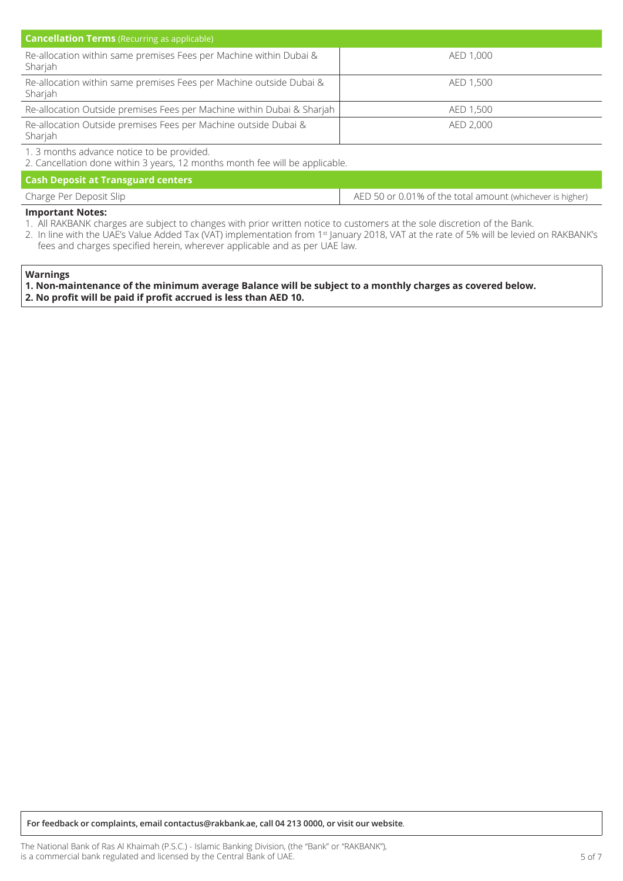| **Cancellation Terms** (Recurring as applicable) | |
|---|---|
| Re-allocation within same premises Fees per Machine within Dubai & Sharjah | AED 1,000 |
| Re-allocation within same premises Fees per Machine outside Dubai & Sharjah | AED 1,500 |
| Re-allocation Outside premises Fees per Machine within Dubai & Sharjah | AED 1,500 |
| Re-allocation Outside premises Fees per Machine outside Dubai & Sharjah | AED 2,000 |

1. 3 months advance notice to be provided.
2. Cancellation done within 3 years, 12 months month fee will be applicable.

| **Cash Deposit at Transguard centers** | |
|---|---|
| Charge Per Deposit Slip | AED 50 or 0.01% of the total amount (whichever is higher) |

**Important Notes:**

1. All RAKBANK charges are subject to changes with prior written notice to customers at the sole discretion of the Bank.
2. In line with the UAE's Value Added Tax (VAT) implementation from 1st January 2018, VAT at the rate of 5% will be levied on RAKBANK's fees and charges specified herein, wherever applicable and as per UAE law.

**Warnings**

**1. Non-maintenance of the minimum average Balance will be subject to a monthly charges as covered below.**

**2. No profit will be paid if profit accrued is less than AED 10.**

**For feedback or complaints, email contactus@rakbank.ae, call 04 213 0000, or visit our website**.

The National Bank of Ras Al Khaimah (P.S.C.) - Islamic Banking Division, (the "Bank" or "RAKBANK"), is a commercial bank regulated and licensed by the Central Bank of UAE.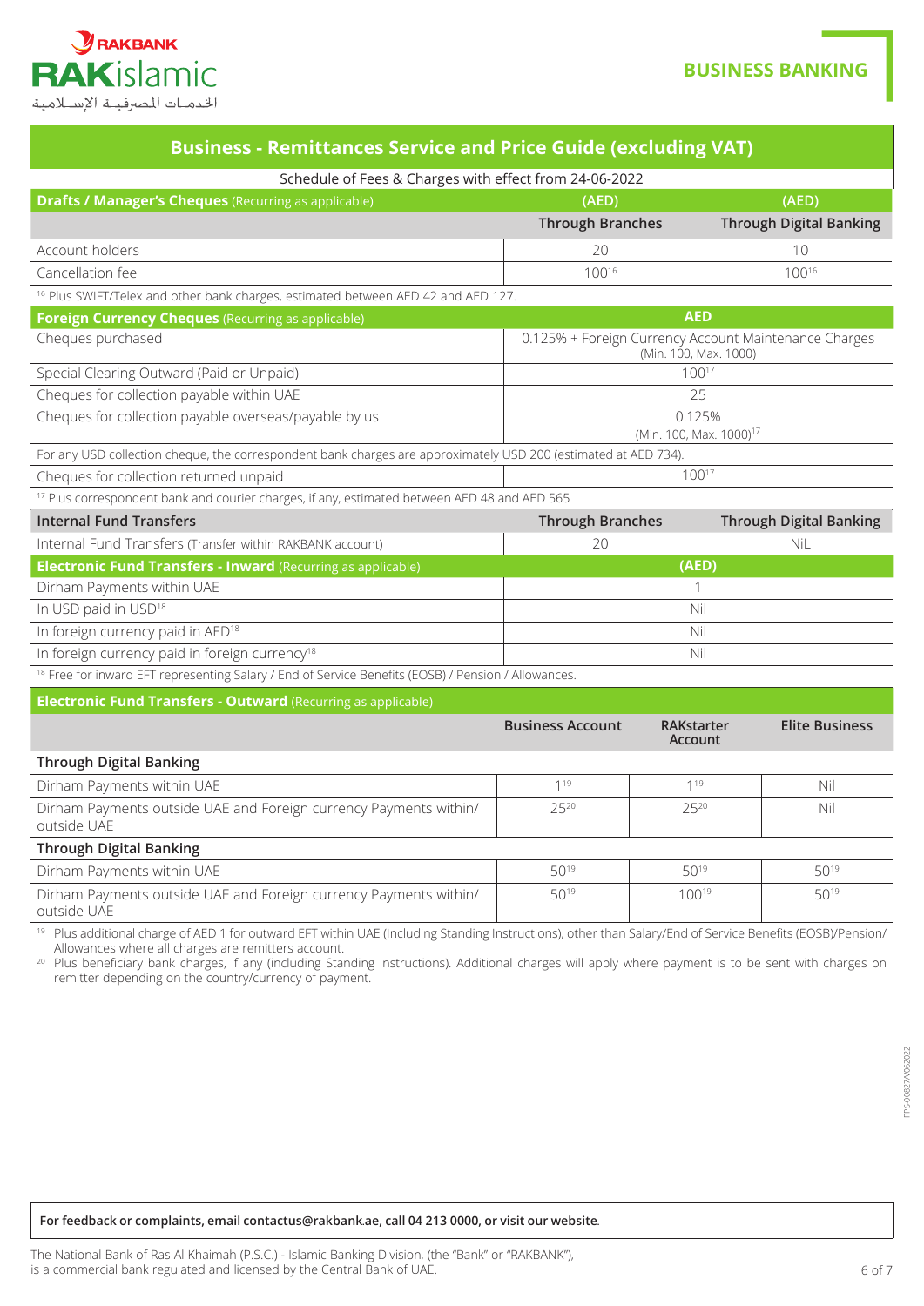# Business - Remittances Service and Price Guide (excluding VAT)

Schedule of Fees & Charges with effect from 24-06-2022

| **Drafts / Manager's Cheques** (Recurring as applicable) | (AED) Through Branches | (AED) Through Digital Banking |
|---|---|---|
| Account holders | 20 | 10 |
| Cancellation fee | 100[16] | 100[16] |

[16] Plus SWIFT/Telex and other bank charges, estimated between AED 42 and AED 127.

| **Foreign Currency Cheques** (Recurring as applicable) | AED |
|---|---|
| Cheques purchased | 0.125% + Foreign Currency Account Maintenance Charges (Min. 100, Max. 1000) |
| Special Clearing Outward (Paid or Unpaid) | 100[17] |
| Cheques for collection payable within UAE | 25 |
| Cheques for collection payable overseas/payable by us | 0.125% (Min. 100, Max. 1000)[17] |

For any USD collection cheque, the correspondent bank charges are approximately USD 200 (estimated at AED 734).

| | |
|---|---|
| Cheques for collection returned unpaid | 100[17] |

[17] Plus correspondent bank and courier charges, if any, estimated between AED 48 and AED 565

| **Internal Fund Transfers** | Through Branches | Through Digital Banking |
|---|---|---|
| Internal Fund Transfers (Transfer within RAKBANK account) | 20 | NiL |

| **Electronic Fund Transfers - Inward** (Recurring as applicable) | (AED) |
|---|---|
| Dirham Payments within UAE | 1 |
| In USD paid in USD[18] | Nil |
| In foreign currency paid in AED[18] | Nil |
| In foreign currency paid in foreign currency[18] | Nil |

[18] Free for inward EFT representing Salary / End of Service Benefits (EOSB) / Pension / Allowances.

| **Electronic Fund Transfers - Outward** (Recurring as applicable) | Business Account | RAKstarter Account | Elite Business |
|---|---|---|---|
| **Through Digital Banking** | | | |
| Dirham Payments within UAE | 1[19] | 1[19] | Nil |
| Dirham Payments outside UAE and Foreign currency Payments within/ outside UAE | 25[20] | 25[20] | Nil |
| **Through Digital Banking** | | | |
| Dirham Payments within UAE | 50[19] | 50[19] | 50[19] |
| Dirham Payments outside UAE and Foreign currency Payments within/ outside UAE | 50[19] | 100[19] | 50[19] |

[19] Plus additional charge of AED 1 for outward EFT within UAE (Including Standing Instructions), other than Salary/End of Service Benefits (EOSB)/Pension/ Allowances where all charges are remitters account.

[20] Plus beneficiary bank charges, if any (including Standing instructions). Additional charges will apply where payment is to be sent with charges on remitter depending on the country/currency of payment.

**For feedback or complaints, email contactus@rakbank.ae, call 04 213 0000, or visit our website**.

The National Bank of Ras Al Khaimah (P.S.C.) - Islamic Banking Division, (the "Bank" or "RAKBANK"), is a commercial bank regulated and licensed by the Central Bank of UAE.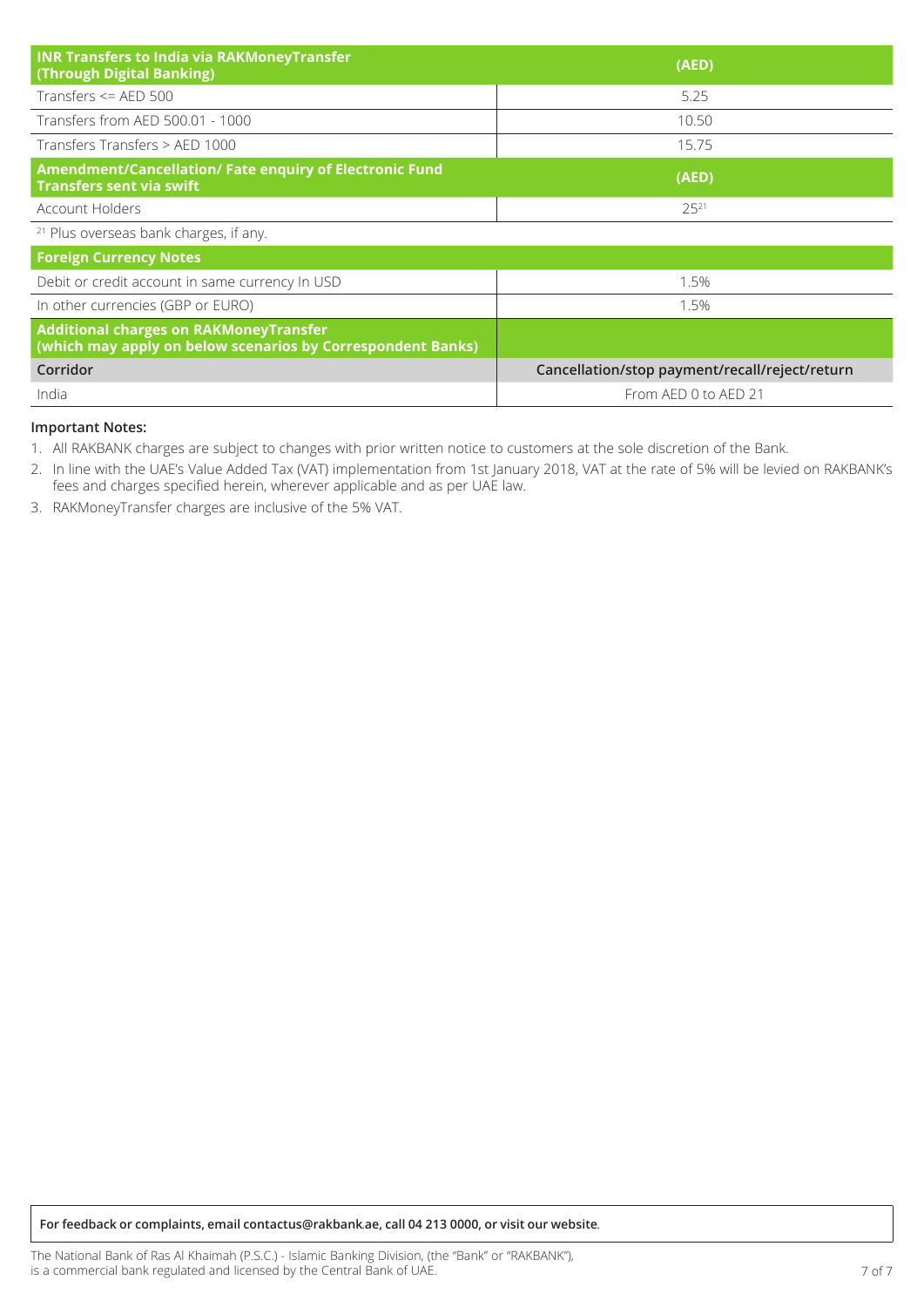| INR Transfers to India via RAKMoneyTransfer (Through Digital Banking) | (AED) |
|---|---|
| Transfers <= AED 500 | 5.25 |
| Transfers from AED 500.01 - 1000 | 10.50 |
| Transfers Transfers > AED 1000 | 15.75 |
| **Amendment/Cancellation/ Fate enquiry of Electronic Fund Transfers sent via swift** | **(AED)** |
| Account Holders | 25[21] |
| [21] Plus overseas bank charges, if any. | |
| **Foreign Currency Notes** | |
| Debit or credit account in same currency In USD | 1.5% |
| In other currencies (GBP or EURO) | 1.5% |
| **Additional charges on RAKMoneyTransfer (which may apply on below scenarios by Correspondent Banks)** | |
| **Corridor** | **Cancellation/stop payment/recall/reject/return** |
| India | From AED 0 to AED 21 |

**Important Notes:**

1. All RAKBANK charges are subject to changes with prior written notice to customers at the sole discretion of the Bank.
2. In line with the UAE's Value Added Tax (VAT) implementation from 1st January 2018, VAT at the rate of 5% will be levied on RAKBANK's fees and charges specified herein, wherever applicable and as per UAE law.
3. RAKMoneyTransfer charges are inclusive of the 5% VAT.

**For feedback or complaints, email contactus@rakbank.ae, call 04 213 0000, or visit our website.**

The National Bank of Ras Al Khaimah (P.S.C.) - Islamic Banking Division, (the "Bank" or "RAKBANK"), is a commercial bank regulated and licensed by the Central Bank of UAE.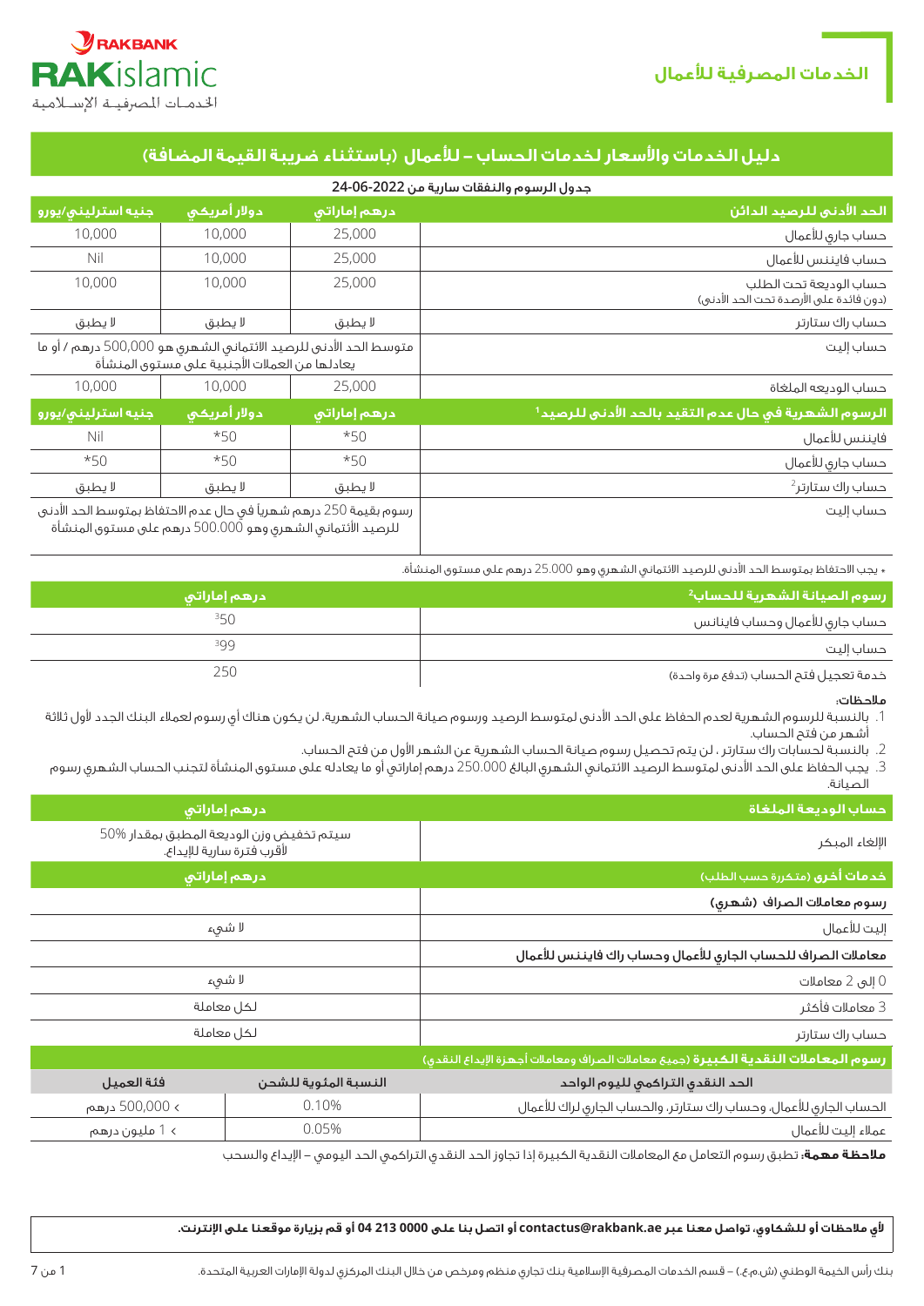## الخدمات المصرفية للأعمال

## دليل الخدمات والأسعار لخدمات الحساب – للأعمال (باستثناء ضريبة القيمة المضافة)

جدول الرسوم والنفقات سارية من 2022-06-24

| الحد الأدنى للرصيد الدائن | درهم إماراتي | دولار أمريكي | جنيه استرليني/يورو |
|---|---|---|---|
| حساب جاري للأعمال | 25,000 | 10,000 | 10,000 |
| حساب فايننس للأعمال | 25,000 | 10,000 | Nil |
| حساب الوديعة تحت الطلب (دون فائدة على الأرصدة تحت الحد الأدنى) | 25,000 | 10,000 | 10,000 |
| حساب راك ستارتر | لا يطبق | لا يطبق | لا يطبق |
| حساب إليت | متوسط الحد الأدنى للرصيد الائتماني الشهري هو 500,000 درهم / أو ما يعادلها من العملات الأجنبية على مستوى المنشأة | | |
| حساب الوديعه الملغاة | 25,000 | 10,000 | 10,000 |
| **الرسوم الشهرية في حال عدم التقيد بالحد الأدنى للرصيد[1]** | **درهم إماراتي** | **دولار أمريكي** | **جنيه استرليني/يورو** |
| فايننس للأعمال | *50 | *50 | Nil |
| حساب جاري للأعمال | *50 | *50 | *50 |
| حساب راك ستارتر[2] | لا يطبق | لا يطبق | لا يطبق |
| حساب إليت | رسوم بقيمة 250 درهم شهرياً في حال عدم الاحتفاظ بمتوسط الحد الأدنى للرصيد الأئتماني الشهري وهو 500.000 درهم على مستوى المنشأة | | |

* يجب الاحتفاظ بمتوسط الحد الأدنى للرصيد الائتماني الشهري وهو 25.000 درهم على مستوى المنشأة.

| رسوم الصيانة الشهرية للحساب[2] | درهم إماراتي |
|---|---|
| حساب جاري للأعمال وحساب فايننس | 50[3] |
| حساب إليت | 99[3] |
| خدمة تعجيل فتح الحساب (تدفع مرة واحدة) | 250 |

**ملاحظات:**

1. بالنسبة للرسوم الشهرية لعدم الحفاظ على الحد الأدنى لمتوسط الرصيد ورسوم صيانة الحساب الشهرية، لن يكون هناك أي رسوم لعملاء البنك الجدد لأول ثلاثة أشهر من فتح الحساب.
2. بالنسبة لحسابات راك ستارتر ، لن يتم تحصيل رسوم صيانة الحساب الشهرية عن الشهر الأول من فتح الحساب.
3. يجب الحفاظ على الحد الأدنى لمتوسط الرصيد الائتماني الشهري البالغ 250.000 درهم إماراتي أو ما يعادله على مستوى المنشأة لتجنب الحساب الشهري رسوم الصيانة.

| حساب الوديعة الملغاة | درهم إماراتي |
|---|---|
| الإلغاء المبكر | سيتم تخفيض وزن الوديعة المطبق بمقدار 50% لأقرب فترة سارية للإيداع. |
| **خدمات أخرى** (متكررة حسب الطلب) | **درهم إماراتي** |
| **رسوم معاملات الصراف (شهري)** | |
| إليت للأعمال | لا شيء |
| **معاملات الصراف للحساب الجاري للأعمال وحساب راك فايننس للأعمال** | |
| 0 إلى 2 معاملات | لا شيء |
| 3 معاملات فأكثر | لكل معاملة |
| حساب راك ستارتر | لكل معاملة |

**رسوم المعاملات النقدية الكبيرة** (جميع معاملات الصراف ومعاملات أجهزة الإيداع النقدي)

| الحد النقدي التراكمي لليوم الواحد | النسبة المئوية للشحن | فئة العميل |
|---|---|---|
| الحساب الجاري للأعمال، وحساب راك ستارتر، والحساب الجاري لراك للأعمال | 0.10% | < 500,000 درهم |
| عملاء إليت للأعمال | 0.05% | < 1 مليون درهم |

**ملاحظة مهمة:** تطبق رسوم التعامل مع المعاملات النقدية الكبيرة إذا تجاوز الحد النقدي التراكمي الحد اليومي – الإيداع والسحب

**لأي ملاحظات أو للشكاوى، تواصل معنا عبر contactus@rakbank.ae أو اتصل بنا على 0000 213 04 أو قم بزيارة موقعنا على الإنترنت.**

بنك رأس الخيمة الوطني (ش.م.ع.) – قسم الخدمات المصرفية الإسلامية بنك تجاري منظم ومرخص من خلال البنك المركزي لدولة الإمارات العربية المتحدة.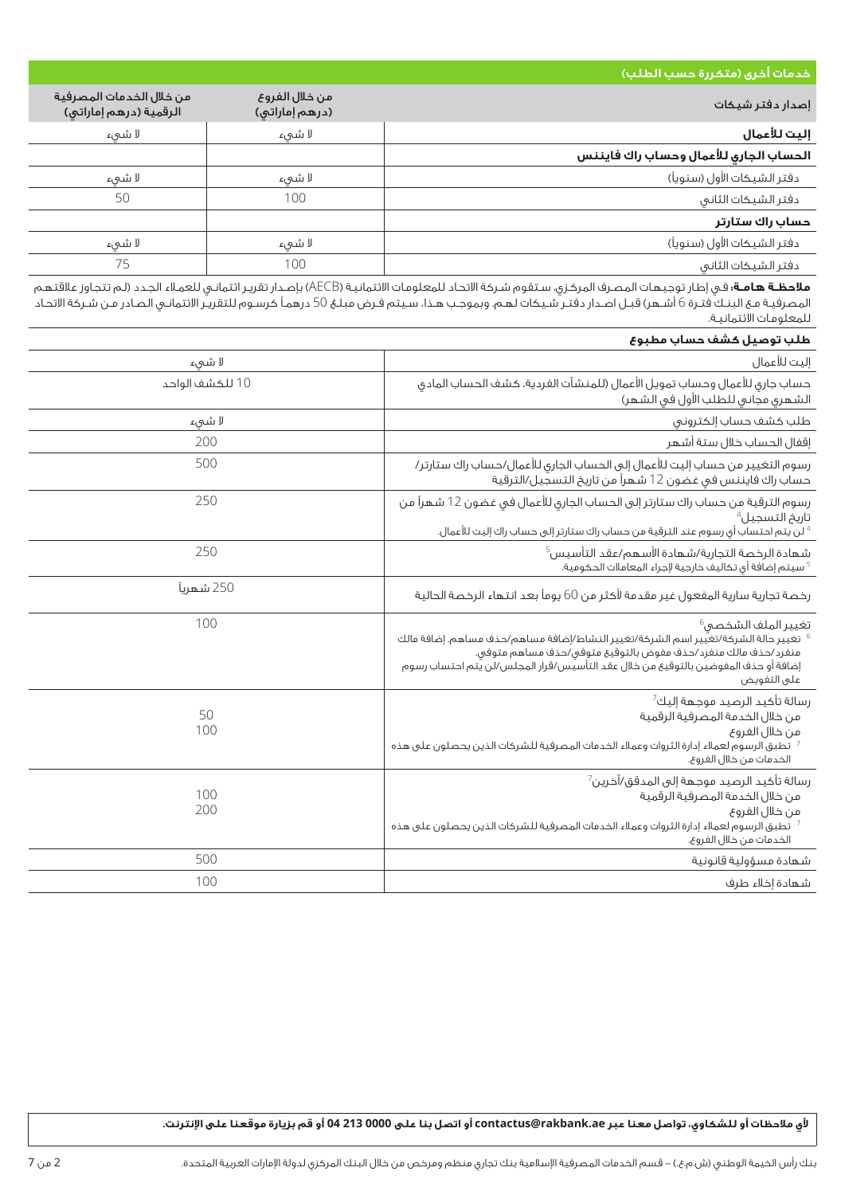## خدمات أخرى (متكررة حسب الطلب)

| إصدار دفتر شيكات | من خلال الفروع (درهم إماراتي) | من خلال الخدمات المصرفية الرقمية (درهم إماراتي) |
|---|---|---|
| **إليت للأعمال** | لا شيء | لا شيء |
| **الحساب الجاري للأعمال وحساب راك فايننس** | | |
| دفتر الشيكات الأول (سنوياً) | لا شيء | لا شيء |
| دفتر الشيكات الثاني | 100 | 50 |
| **حساب راك ستارتر** | | |
| دفتر الشيكات الأول (سنوياً) | لا شيء | لا شيء |
| دفتر الشيكات الثاني | 100 | 75 |

**ملاحظة هامة:** في إطار توجيهات المصرف المركزي، ستقوم شركة الاتحاد للمعلومات الائتمانية (AECB) بإصدار تقرير ائتماني للعملاء الجدد (لم تتجاوز علاقتهم المصرفية مع البنك فترة 6 أشهر) قبل اصدار دفتر شيكات لهم. وبموجب هذا، سيتم فرض مبلغ 50 درهماً كرسوم للتقرير الائتماني الصادر من شركة الاتحاد للمعلومات الائتمانية.

| طلب توصيل كشف حساب مطبوع | |
|---|---|
| إليت للأعمال | لا شيء |
| حساب جاري للأعمال وحساب تمويل الأعمال (للمنشآت الفردية، كشف الحساب المادي الشهري مجاني للطلب الأول في الشهر) | 10 للكشف الواحد |
| طلب كشف حساب إلكتروني | لا شيء |
| إقفال الحساب خلال ستة أشهر | 200 |
| رسوم التغيير من حساب إليت للأعمال إلى الحساب الجاري للأعمال/حساب راك ستارتر/حساب راك فايننس في غضون 12 شهراً من تاريخ التسجيل/الترقية | 500 |
| رسوم الترقية من حساب راك ستارتر إلى الحساب الجاري للأعمال في غضون 12 شهراً من تاريخ التسجيل[4]<br>[4] لن يتم احتساب أي رسوم عند الترقية من حساب راك ستارتر إلى حساب راك إليت للأعمال. | 250 |
| شهادة الرخصة التجارية/شهادة الأسهم/عقد التأسيس[5]<br>[5] سيتم إضافة أي تكاليف خارجية لإجراء المعاملات الحكومية. | 250 |
| رخصة تجارية سارية المفعول غير مقدمة لأكثر من 60 يوماً بعد انتهاء الرخصة الحالية | 250 شهرياً |
| تغيير الملف الشخصي[6]<br>[6] تغيير حالة الشركة/تغيير اسم الشركة/تغيير النشاط/إضافة مساهم/حذف مساهم، إضافة مالك منفرد/حذف مالك منفرد/حذف مفوض بالتوقيع متوفي/حذف مساهم متوفي.<br>إضافة أو حذف المفوضين بالتوقيع من خلال عقد التأسيس/قرار المجلس/لن يتم احتساب رسوم على التفويض | 100 |
| رسالة تأكيد الرصيد موجهة إليك[7]<br>من خلال الخدمة المصرفية الرقمية<br>من خلال الفروع<br>[7] تطبق الرسوم لعملاء إدارة الثروات وعملاء الخدمات المصرفية للشركات الذين يحصلون على هذه الخدمات من خلال الفروع. | 50<br>100 |
| رسالة تأكيد الرصيد موجهة إلى المدقق/آخرين[7]<br>من خلال الخدمة المصرفية الرقمية<br>من خلال الفروع<br>[7] تطبق الرسوم لعملاء إدارة الثروات وعملاء الخدمات المصرفية للشركات الذين يحصلون على هذه الخدمات من خلال الفروع. | 100<br>200 |
| شهادة مسؤولية قانونية | 500 |
| شهادة إخلاء طرف | 100 |

**لأي ملاحظات أو للشكاوي، تواصل معنا عبر contactus@rakbank.ae أو اتصل بنا على 0000 213 04 أو قم بزيارة موقعنا على الإنترنت.**

بنك رأس الخيمة الوطني (ش.م.ع.) – قسم الخدمات المصرفية الإسلامية بنك تجاري منظم ومرخص من خلال البنك المركزي لدولة الإمارات العربية المتحدة.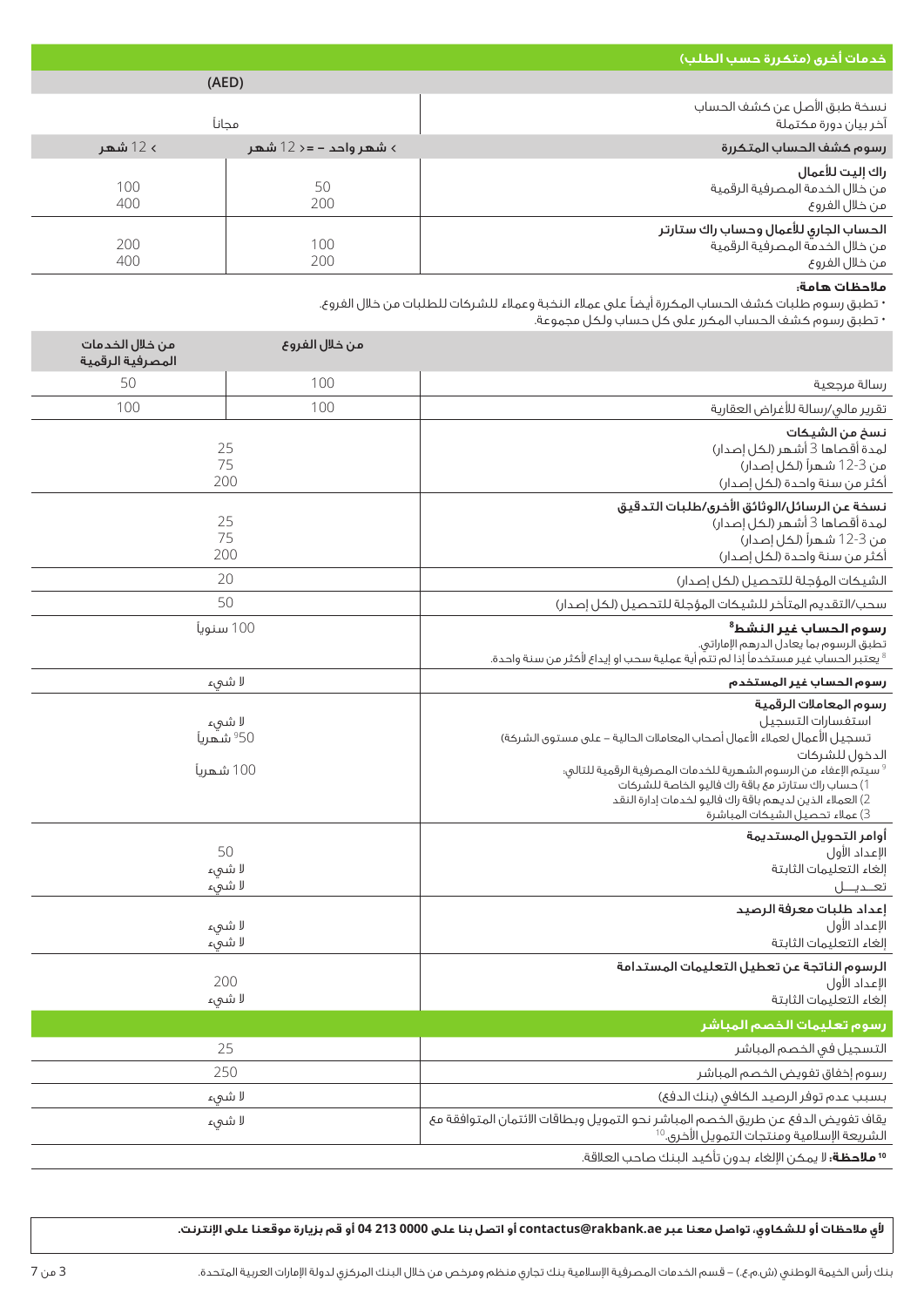## خدمات أخرى (متكررة حسب الطلب)

| | (AED) | |
|---|---|---|
| نسخة طبق الأصل عن كشف الحساب<br>آخر بيان دورة مكتملة | مجاناً | |
| **رسوم كشف الحساب المتكررة** | > شهر واحد – =< 12 شهر | > 12 شهر |
| **راك إليت للأعمال**<br>من خلال الخدمة المصرفية الرقمية<br>من خلال الفروع | 50<br>200 | 100<br>400 |
| **الحساب الجاري للأعمال وحساب راك ستارتر**<br>من خلال الخدمة المصرفية الرقمية<br>من خلال الفروع | 100<br>200 | 200<br>400 |

**ملاحظات هامة:**

- تطبق رسوم طلبات كشف الحساب المكررة أيضاً على عملاء النخبة وعملاء للشركات للطلبات من خلال الفروع.
- تطبق رسوم كشف الحساب المكرر على كل حساب ولكل مجموعة.

| | من خلال الفروع | من خلال الخدمات المصرفية الرقمية |
|---|---|---|
| رسالة مرجعية | 100 | 50 |
| تقرير مالي/رسالة للأغراض العقارية | 100 | 100 |
| **نسخ من الشيكات**<br>لمدة أقصاها 3 أشهر (لكل إصدار)<br>من 3-12 شهراً (لكل إصدار)<br>أكثر من سنة واحدة (لكل إصدار) | 25<br>75<br>200 | |
| **نسخة عن الرسائل/الوثائق الأخرى/طلبات التدقيق**<br>لمدة أقصاها 3 أشهر (لكل إصدار)<br>من 3-12 شهراً (لكل إصدار)<br>أكثر من سنة واحدة (لكل إصدار) | 25<br>75<br>200 | |
| الشيكات المؤجلة للتحصيل (لكل إصدار) | 20 | |
| سحب/التقديم المتأخر للشيكات المؤجلة للتحصيل (لكل إصدار) | 50 | |
| **رسوم الحساب غير النشط[8]**<br>تطبق الرسوم بما يعادل الدرهم الإماراتي.<br>[8] يعتبر الحساب غير مستخدماً إذا لم تتم أية عملية سحب او إيداع لأكثر من سنة واحدة. | 100 سنوياً | |
| **رسوم الحساب غير المستخدم** | لا شيء | |
| **رسوم المعاملات الرقمية**<br>استفسارات التسجيل<br>تسجيل الأعمال لعملاء الأعمال أصحاب المعاملات الحالية – على مستوى الشركة)<br>الدخول للشركات<br>[9] سيتم الإعفاء من الرسوم الشهرية للخدمات المصرفية الرقمية للتالي:<br>1) حساب راك ستارتر مع باقة راك فاليو الخاصة للشركات<br>2) العملاء الذين لديهم باقة راك فاليو لخدمات إدارة النقد<br>3) عملاء تحصيل الشيكات المباشرة | لا شيء<br>50[9] شهرياً<br>100 شهرياً | |
| **أوامر التحويل المستديمة**<br>الإعداد الأول<br>إلغاء التعليمات الثابتة<br>تعـديـل | 50<br>لا شيء<br>لا شيء | |
| **إعداد طلبات معرفة الرصيد**<br>الإعداد الأول<br>إلغاء التعليمات الثابتة | لا شيء<br>لا شيء | |
| **الرسوم الناتجة عن تعطيل التعليمات المستدامة**<br>الإعداد الأول<br>إلغاء التعليمات الثابتة | 200<br>لا شيء | |

## رسوم تعليمات الخصم المباشر

| | |
|---|---|
| التسجيل في الخصم المباشر | 25 |
| رسوم إخفاق تفويض الخصم المباشر | 250 |
| بسبب عدم توفر الرصيد الكافي (بنك الدفع) | لا شيء |
| يقاف تفويض الدفع عن طريق الخصم المباشر نحو التمويل وبطاقات الائتمان المتوافقة مع الشريعة الإسلامية ومنتجات التمويل الأخرى.[10] | لا شيء |

[10] **ملاحظة:** لا يمكن الإلغاء بدون تأكيد البنك صاحب العلاقة.

**لأي ملاحظات أو للشكاوي، تواصل معنا عبر contactus@rakbank.ae أو اتصل بنا على 0000 213 04 أو قم بزيارة موقعنا على الإنترنت.**

بنك رأس الخيمة الوطني (ش.م.ع.) – قسم الخدمات المصرفية الإسلامية بنك تجاري منظم ومرخص من خلال البنك المركزي لدولة الإمارات العربية المتحدة.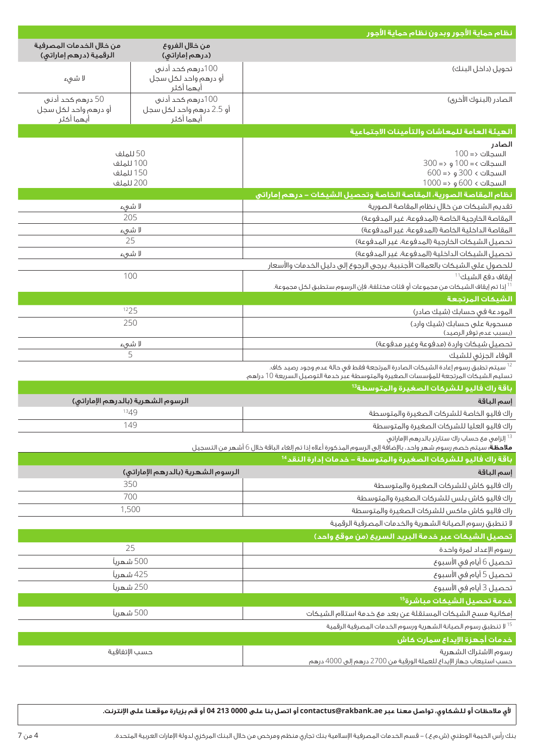| نظام حماية الأجور وبدون نظام حماية الأجور | من خلال الفروع (درهم إماراتي) | من خلال الخدمات المصرفية الرقمية (درهم إماراتي) |
|---|---|---|
| تحويل (داخل البنك) | 100درهم كحد أدنى أو درهم واحد لكل سجل أيهما أكثر | لا شيء |
| الصادر (البنوك الأخرى) | 100درهم كحد أدنى أو 2.5 درهم واحد لكل سجل أيهما أكثر | 50 درهم كحد أدنى أو درهم واحد لكل سجل أيهما أكثر |

| الهيئة العامة للمعاشات والتأمينات الاجتماعية | |
|---|---|
| **الصادر** | |
| السجلات => 100 | 50 للملف |
| السجلات >= 100 و => 300 | 100 للملف |
| السجلات > 300 و => 600 | 150 للملف |
| السجلات > 600 و => 1000 | 200 للملف |

| نظام المقاصة الصورية، المقاصة الخاصة وتحصيل الشيكات – درهم إماراتي | |
|---|---|
| تقديم الشيكات من خلال نظام المقاصة الصورية | لا شيء |
| المقاصة الخارجية الخاصة (المدفوعة، غير المدفوعة) | 205 |
| المقاصة الداخلية الخاصة (المدفوعة، غير المدفوعة) | لا شيء |
| تحصيل الشيكات الخارجية (المدفوعة، غير المدفوعة) | 25 |
| تحصيل الشيكات الداخلية (المدفوعة، غير المدفوعة) | لا شيء |
| للحصول على الشيكات بالعملات الأجنبية، يرجى الرجوع إلى دليل الخدمات والأسعار | |
| إيقاف دفع الشيك[11] | 100 |

[11] إذا تم إيقاف الشيكات من مجموعات أو فئات مختلفة، فإن الرسوم ستطبق لكل مجموعة.

| الشيكات المرتجعة | |
|---|---|
| المودعة في حسابك (شيك صادر) | [12]25 |
| مسحوبة على حسابك (شيك وارد) (بسبب عدم توفر الرصيد) | 250 |
| تحصيل شيكات واردة (مدفوعة وغير مدفوعة) | لا شيء |
| الوفاء الجزئي للشيك | 5 |

[12] سيتم تطبيق رسوم إعادة الشيكات الصادرة المرتجعة فقط في حالة عدم وجود رصيد كافٍ.
تسليم الشيكات المرتجعة للمؤسسات الصغيرة والمتوسطة عبر خدمة التوصيل السريعة 10 دراهم.

| باقة راك فاليو للشركات الصغيرة والمتوسطة[13] | |
|---|---|
| **إسم الباقة** | **الرسوم الشهرية (بالدرهم الإماراتي)** |
| راك فاليو الخاصة للشركات الصغيرة والمتوسطة | [13]49 |
| راك فاليو العليا للشركات الصغيرة والمتوسطة | 149 |

[13] إلزامي مع حساب راك ستارتر بالدرهم الإماراتي
**ملاحظة:** سيتم خصم رسوم شهر واحد، بالإضافة إلى الرسوم المذكورة أعلاه إذا تم إلغاء الباقة خلال 6 أشهر من التسجيل

| باقة راك فاليو للشركات الصغيرة والمتوسطة – خدمات إدارة النقد[14] | |
|---|---|
| **إسم الباقة** | **الرسوم الشهرية (بالدرهم الإماراتي)** |
| راك فاليو كاش للشركات الصغيرة والمتوسطة | 350 |
| راك فاليو كاش بلس للشركات الصغيرة والمتوسطة | 700 |
| راك فاليو كاش ماكس للشركات الصغيرة والمتوسطة | 1,500 |
| لا تنطبق رسوم الصيانة الشهرية والخدمات المصرفية الرقمية | |

| تحصيل الشيكات عبر خدمة البريد السريع (من موقع واحد) | |
|---|---|
| رسوم الإعداد لمرة واحدة | 25 |
| تحصيل 6 أيام في الأسبوع | 500 شهرياً |
| تحصيل 5 أيام في الأسبوع | 425 شهرياً |
| تحصيل 3 أيام في الأسبوع | 250 شهرياً |

| خدمة تحصيل الشيكات مباشرة[15] | |
|---|---|
| إمكانية مسح الشيكات المستقلة عن بعد مع خدمة استلام الشيكات | 500 شهرياً |

[15] لا تنطبق رسوم الصيانة الشهرية ورسوم الخدمات المصرفية الرقمية

| خدمات أجهزة الإيداع سمارت كاش | |
|---|---|
| رسوم الاشتراك الشهرية حسب استيعاب جهاز الإيداع للعملة الورقية من 2700 درهم إلى 4000 درهم | حسب الإتفاقية |

**لأي ملاحظات أو للشكاوي، تواصل معنا عبر contactus@rakbank.ae أو اتصل بنا على 0000 213 04 أو قم بزيارة موقعنا على الإنترنت.**

بنك رأس الخيمة الوطني (ش.م.ع.) – قسم الخدمات المصرفية الإسلامية بنك تجاري منظم ومرخص من خلال البنك المركزي لدولة الإمارات العربية المتحدة.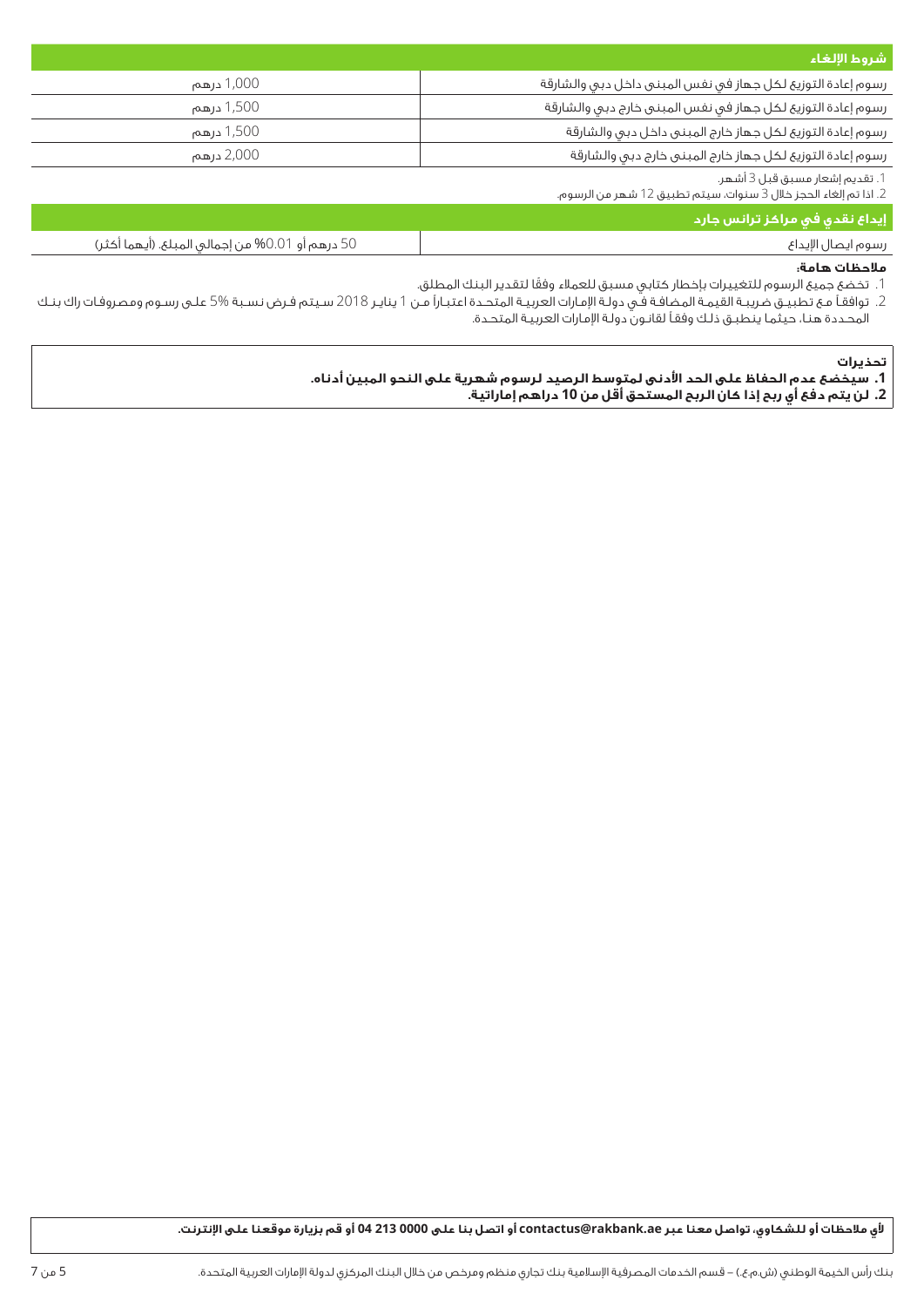## شروط الإلغاء

| | |
|---|---|
| رسوم إعادة التوزيع لكل جهاز في نفس المبنى داخل دبي والشارقة | 1,000 درهم |
| رسوم إعادة التوزيع لكل جهاز في نفس المبنى خارج دبي والشارقة | 1,500 درهم |
| رسوم إعادة التوزيع لكل جهاز خارج المبنى داخل دبي والشارقة | 1,500 درهم |
| رسوم إعادة التوزيع لكل جهاز خارج المبنى خارج دبي والشارقة | 2,000 درهم |

1. تقديم إشعار مسبق قبل 3 أشهر.
2. اذا تم إلغاء الحجز خلال 3 سنوات، سيتم تطبيق 12 شهر من الرسوم.

## إيداع نقدي في مراكز ترانس جارد

| | |
|---|---|
| رسوم ايصال الإيداع | 50 درهم أو 0.01% من إجمالي المبلغ. (أيهما أكثر) |

**ملاحظات هامة:**

1. تخضع جميع الرسوم للتغييرات بإخطار كتابي مسبق للعملاء وفقًا لتقدير البنك المطلق.
2. توافقاً مع تطبيق ضريبة القيمة المضافة في دولة الإمارات العربية المتحدة اعتباراً من 1 يناير 2018 سيتم فرض نسبة 5% على رسوم ومصروفات راك بنك المحددة هنا، حيثما ينطبق ذلك وفقاً لقانون دولة الإمارات العربية المتحدة.

**تحذيرات**

**1. سيخضع عدم الحفاظ على الحد الأدنى لمتوسط الرصيد لرسوم شهرية على النحو المبين أدناه.**

**2. لن يتم دفع أي ربح إذا كان الربح المستحق أقل من 10 دراهم إماراتية.**

**لأي ملاحظات أو للشكاوي، تواصل معنا عبر contactus@rakbank.ae أو اتصل بنا على 0000 213 04 أو قم بزيارة موقعنا على الإنترنت.**

بنك رأس الخيمة الوطني (ش.م.ع.) – قسم الخدمات المصرفية الإسلامية بنك تجاري منظم ومرخص من خلال البنك المركزي لدولة الإمارات العربية المتحدة.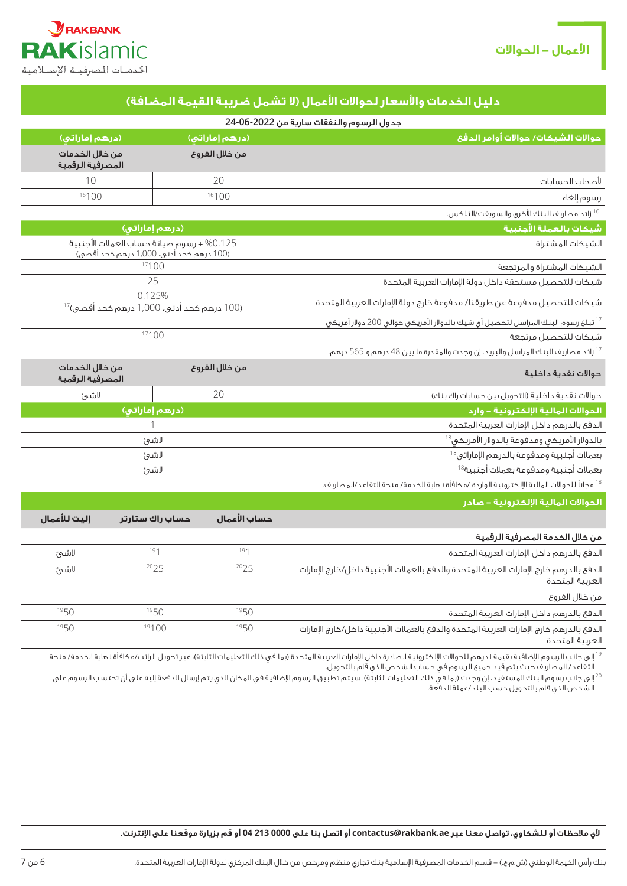# الأعمال – الحوالات

## دليل الخدمات والأسعار لحوالات الأعمال (لا تشمل ضريبة القيمة المضافة)

جدول الرسوم والنفقات سارية من 2022-06-24

| حوالات الشيكات/ حوالات أوامر الدفع | (درهم إماراتي) | (درهم إماراتي) |
|---|---|---|
| | من خلال الفروع | من خلال الخدمات المصرفية الرقمية |
| لأصحاب الحسابات | 20 | 10 |
| رسوم إلغاء | 100[16] | 100[16] |

[16] زائد مصاريف البنك الأخرى والسويفت/التلكس.

| شيكات بالعملة الأجنبية | (درهم إماراتي) |
|---|---|
| الشيكات المشتراة | 0.125% + رسوم صيانة حساب العملات الأجنبية (100 درهم كحد أدنى، 1,000 درهم كحد أقصى) |
| الشيكات المشتراة والمرتجعة | 100[17] |
| شيكات للتحصيل مستحقة داخل دولة الإمارات العربية المتحدة | 25 |
| شيكات للتحصيل مدفوعة عن طريقنا/ مدفوعة خارج دولة الإمارات العربية المتحدة | 0.125% (100 درهم كحد أدنى، 1,000 درهم كحد أقصى)[17] |

[17] تبلغ رسوم البنك المراسل لتحصيل أي شيك بالدولار الأمريكي حوالي 200 دولار أمريكي

| | |
|---|---|
| شيكات للتحصيل مرتجعة | 100[17] |

[17] زائد مصاريف البنك المراسل والبريد، إن وجدت والمقدرة ما بين 48 درهم و 565 درهم.

| حوالات نقدية داخلية | من خلال الفروع | من خلال الخدمات المصرفية الرقمية |
|---|---|---|
| حوالات نقدية داخلية (التحويل بين حسابات راك بنك) | 20 | لاشئ |

| الحوالات المالية الإلكترونية – وارد | (درهم إماراتي) |
|---|---|
| الدفع بالدرهم داخل الإمارات العربية المتحدة | 1 |
| بالدولار الأمريكي ومدفوعة بالدولار الأمريكي[18] | لاشئ |
| بعملات أجنبية ومدفوعة بالدرهم الإماراتي[18] | لاشئ |
| بعملات أجنبية ومدفوعة بعملات أجنبية[18] | لاشئ |

[18] مجاناً للحوالات المالية الإلكترونية الواردة /مكافأة نهاية الخدمة/ منحة التقاعد/المصاريف.

| الحوالات المالية الإلكترونية – صادر | حساب الأعمال | حساب راك ستارتر | إليت للأعمال |
|---|---|---|---|
| **من خلال الخدمة المصرفية الرقمية** | | | |
| الدفع بالدرهم داخل الإمارات العربية المتحدة | 1[19] | 1[19] | لاشئ |
| الدفع بالدرهم خارج الإمارات العربية المتحدة والدفع بالعملات الأجنبية داخل/خارج الإمارات العربية المتحدة | 25[20] | 25[20] | لاشئ |
| **من خلال الفروع** | | | |
| الدفع بالدرهم داخل الإمارات العربية المتحدة | 50[19] | 50[19] | 50[19] |
| الدفع بالدرهم خارج الإمارات العربية المتحدة والدفع بالعملات الأجنبية داخل/خارج الإمارات العربية المتحدة | 50[19] | 100[19] | 50[19] |

[19] إلى جانب الرسوم الإضافية بقيمة 1 درهم للحوالات الإلكترونية الصادرة داخل الإمارات العربية المتحدة (بما في ذلك التعليمات الثابتة)، غير تحويل الراتب/مكافأة نهاية الخدمة/ منحة التقاعد/ المصاريف حيث يتم قيد جميع الرسوم في حساب الشخص الذي قام بالتحويل.

[20] إلى جانب رسوم البنك المستفيد، إن وجدت (بما في ذلك التعليمات الثابتة)، سيتم تطبيق الرسوم الإضافية في المكان الذي يتم إرسال الدفعة إليه على أن تحتسب الرسوم على الشخص الذي قام بالتحويل حسب البلد/عملة الدفعة.

**لأي ملاحظات أو للشكاوي، تواصل معنا عبر contactus@rakbank.ae أو اتصل بنا على 0000 213 04 أو قم بزيارة موقعنا على الإنترنت.**

بنك رأس الخيمة الوطني (ش.م.ع.) – قسم الخدمات المصرفية الإسلامية بنك تجاري منظم ومرخص من خلال البنك المركزي لدولة الإمارات العربية المتحدة.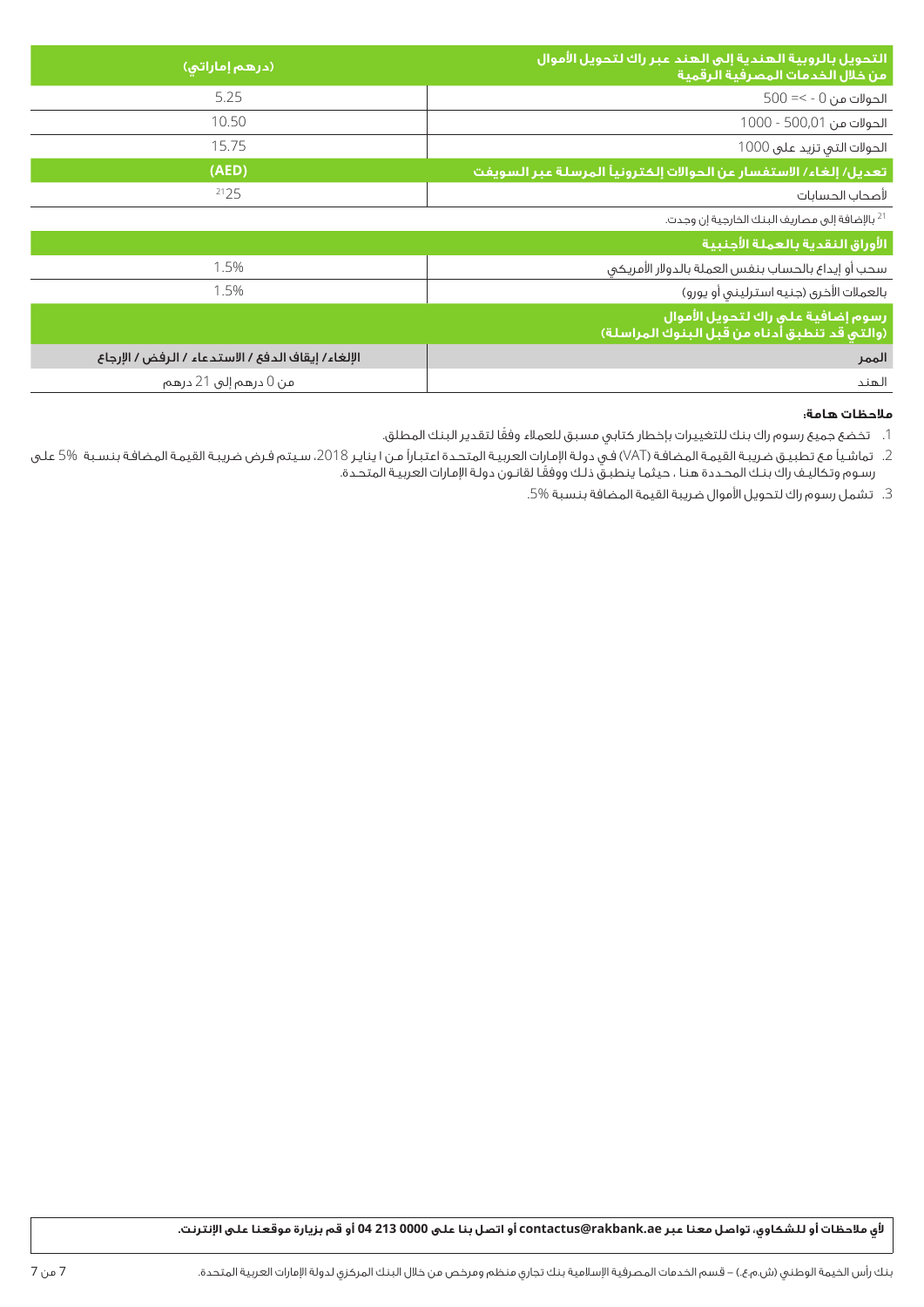| التحويل بالروبية الهندية إلى الهند عبر راك لتحويل الأموال من خلال الخدمات المصرفية الرقمية | (درهم إماراتي) |
|---|---|
| الحوالات من 0 - >= 500 | 5.25 |
| الحوالات من 500,01 - 1000 | 10.50 |
| الحوالات التي تزيد على 1000 | 15.75 |
| **تعديل/ إلغاء/ الاستفسار عن الحوالات إلكترونياً المرسلة عبر السويفت** | **(AED)** |
| لأصحاب الحسابات | 25[21] |

[21] بالإضافة إلى مصاريف البنك الخارجية إن وجدت.

| الأوراق النقدية بالعملة الأجنبية | |
|---|---|
| سحب أو إيداع بالحساب بنفس العملة بالدولار الأمريكي | 1.5% |
| بالعملات الأخرى (جنيه استرليني أو يورو) | 1.5% |

| رسوم إضافية على راك لتحويل الأموال (والتي قد تنطبق أدناه من قبل البنوك المراسلة) | |
|---|---|
| **الممر** | **الإلغاء/ إيقاف الدفع / الاستدعاء / الرفض / الإرجاع** |
| الهند | من 0 درهم إلى 21 درهم |

**ملاحظات هامة:**

1. تخضع جميع رسوم راك بنك للتغييرات بإخطار كتابي مسبق للعملاء وفقًا لتقدير البنك المطلق.
2. تماشياً مع تطبيق ضريبة القيمة المضافة (VAT) في دولة الإمارات العربية المتحدة اعتباراً من ا يناير 2018، سيتم فرض ضريبة القيمة المضافة بنسبة 5% على رسوم وتكاليف راك بنك المحددة هنا ، حيثما ينطبق ذلك ووفقًا لقانون دولة الإمارات العربية المتحدة.
3. تشمل رسوم راك لتحويل الأموال ضريبة القيمة المضافة بنسبة 5%.

**لأي ملاحظات أو للشكاوي، تواصل معنا عبر contactus@rakbank.ae أو اتصل بنا على 0000 213 04 أو قم بزيارة موقعنا على الإنترنت.**

بنك رأس الخيمة الوطني (ش.م.ع.) – قسم الخدمات المصرفية الإسلامية بنك تجاري منظم ومرخص من خلال البنك المركزي لدولة الإمارات العربية المتحدة.